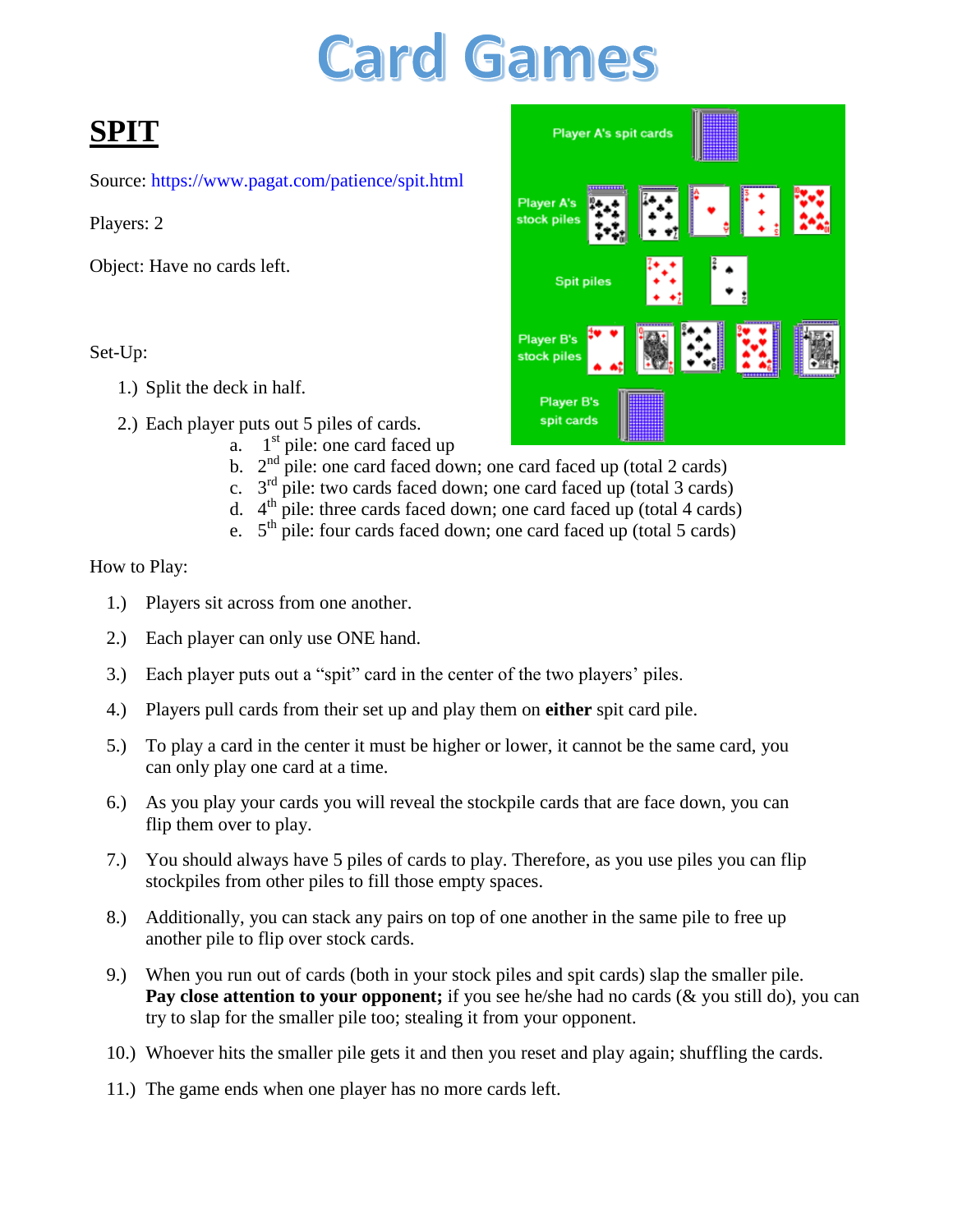# Card Games

## SPIT

Source: https://www.pagat.com/patience/spit.html

Players: 2

Object: Have no cards left.

Set-Up:

1.) Split the deck in half.

2.) Each player puts out 5 piles of cards.

   a. 1st pile: one card faced up
   b. 2nd pile: one card faced down; one card faced up (total 2 cards)
   c. 3rd pile: two cards faced down; one card faced up (total 3 cards)
   d. 4th pile: three cards faced down; one card faced up (total 4 cards)
   e. 5th pile: four cards faced down; one card faced up (total 5 cards)

How to Play:

1.) Players sit across from one another.

2.) Each player can only use ONE hand.

3.) Each player puts out a "spit" card in the center of the two players' piles.

4.) Players pull cards from their set up and play them on **either** spit card pile.

5.) To play a card in the center it must be higher or lower, it cannot be the same card, you can only play one card at a time.

6.) As you play your cards you will reveal the stockpile cards that are face down, you can flip them over to play.

7.) You should always have 5 piles of cards to play. Therefore, as you use piles you can flip stockpiles from other piles to fill those empty spaces.

8.) Additionally, you can stack any pairs on top of one another in the same pile to free up another pile to flip over stock cards.

9.) When you run out of cards (both in your stock piles and spit cards) slap the smaller pile. **Pay close attention to your opponent;** if you see he/she had no cards (& you still do), you can try to slap for the smaller pile too; stealing it from your opponent.

10.) Whoever hits the smaller pile gets it and then you reset and play again; shuffling the cards.

11.) The game ends when one player has no more cards left.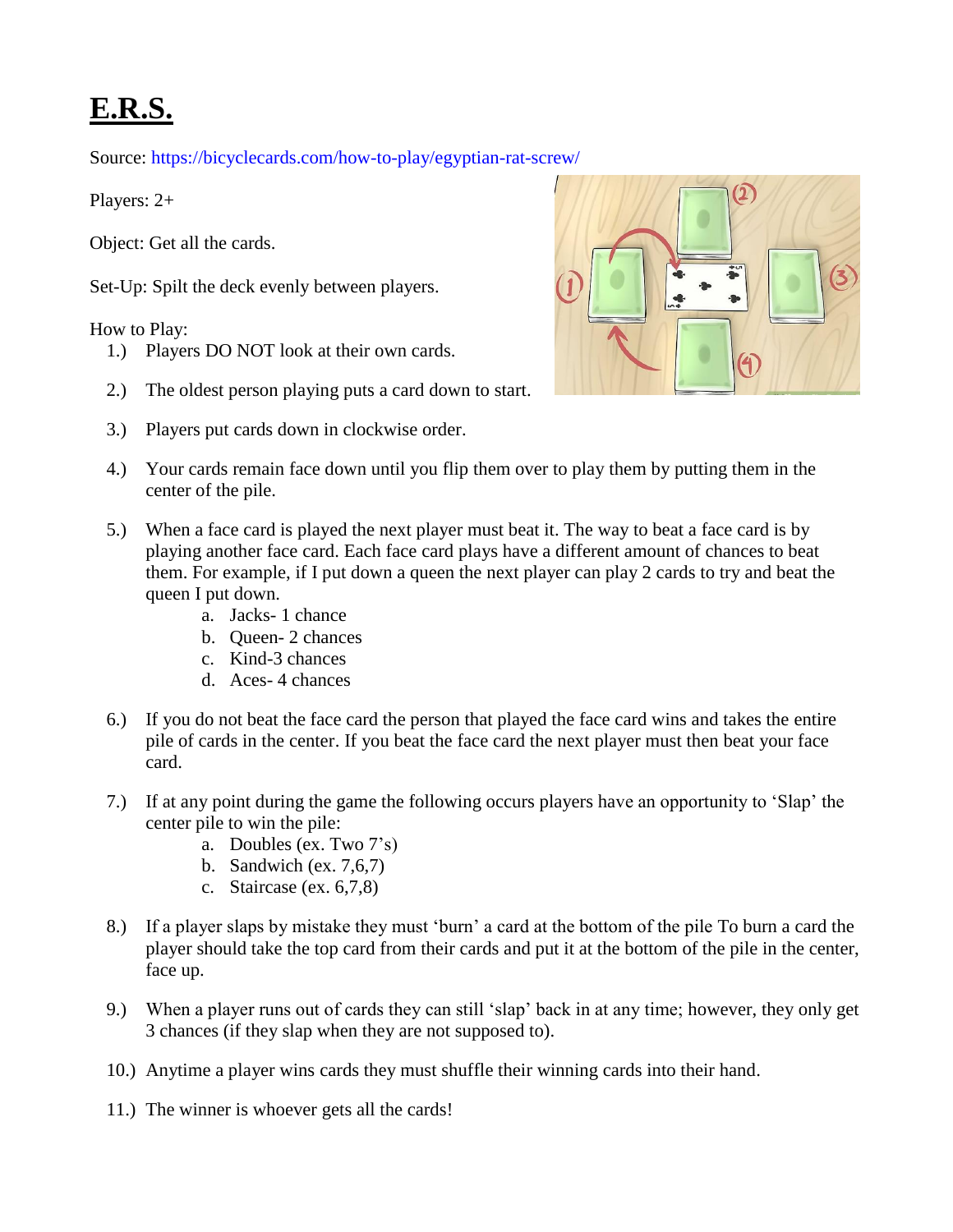# E.R.S.

Source: https://bicyclecards.com/how-to-play/egyptian-rat-screw/

Players: 2+

Object: Get all the cards.

Set-Up: Spilt the deck evenly between players.

How to Play:

1.) Players DO NOT look at their own cards.

2.) The oldest person playing puts a card down to start.

3.) Players put cards down in clockwise order.

4.) Your cards remain face down until you flip them over to play them by putting them in the center of the pile.

5.) When a face card is played the next player must beat it. The way to beat a face card is by playing another face card. Each face card plays have a different amount of chances to beat them. For example, if I put down a queen the next player can play 2 cards to try and beat the queen I put down.
   a. Jacks- 1 chance
   b. Queen- 2 chances
   c. Kind-3 chances
   d. Aces- 4 chances

6.) If you do not beat the face card the person that played the face card wins and takes the entire pile of cards in the center. If you beat the face card the next player must then beat your face card.

7.) If at any point during the game the following occurs players have an opportunity to 'Slap' the center pile to win the pile:
   a. Doubles (ex. Two 7's)
   b. Sandwich (ex. 7,6,7)
   c. Staircase (ex. 6,7,8)

8.) If a player slaps by mistake they must 'burn' a card at the bottom of the pile To burn a card the player should take the top card from their cards and put it at the bottom of the pile in the center, face up.

9.) When a player runs out of cards they can still 'slap' back in at any time; however, they only get 3 chances (if they slap when they are not supposed to).

10.) Anytime a player wins cards they must shuffle their winning cards into their hand.

11.) The winner is whoever gets all the cards!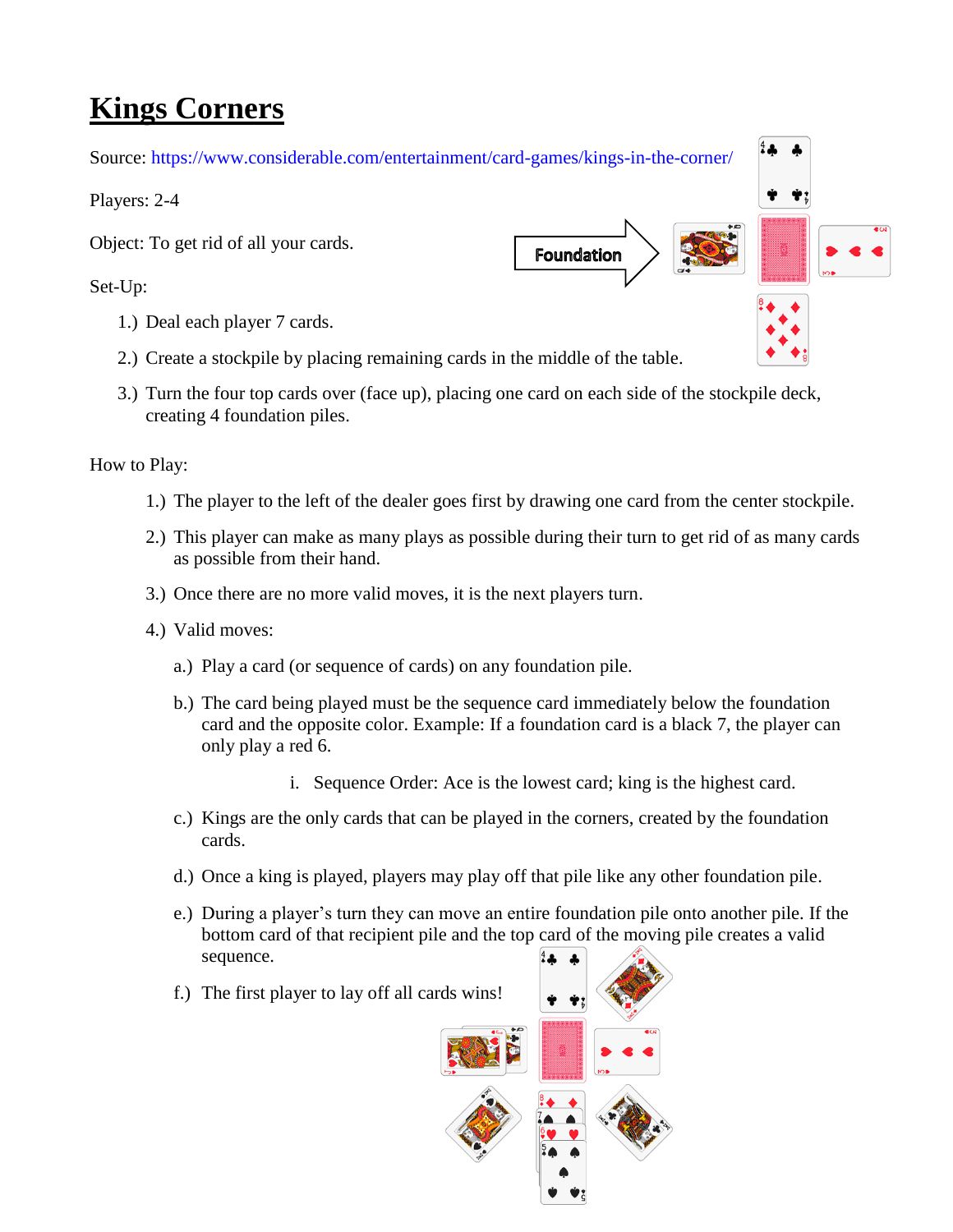# Kings Corners

Source: https://www.considerable.com/entertainment/card-games/kings-in-the-corner/

Players: 2-4

Object: To get rid of all your cards.

Foundation

Set-Up:

1.) Deal each player 7 cards.

2.) Create a stockpile by placing remaining cards in the middle of the table.

3.) Turn the four top cards over (face up), placing one card on each side of the stockpile deck, creating 4 foundation piles.

How to Play:

1.) The player to the left of the dealer goes first by drawing one card from the center stockpile.

2.) This player can make as many plays as possible during their turn to get rid of as many cards as possible from their hand.

3.) Once there are no more valid moves, it is the next players turn.

4.) Valid moves:

a.) Play a card (or sequence of cards) on any foundation pile.

b.) The card being played must be the sequence card immediately below the foundation card and the opposite color. Example: If a foundation card is a black 7, the player can only play a red 6.

i. Sequence Order: Ace is the lowest card; king is the highest card.

c.) Kings are the only cards that can be played in the corners, created by the foundation cards.

d.) Once a king is played, players may play off that pile like any other foundation pile.

e.) During a player's turn they can move an entire foundation pile onto another pile. If the bottom card of that recipient pile and the top card of the moving pile creates a valid sequence.

f.) The first player to lay off all cards wins!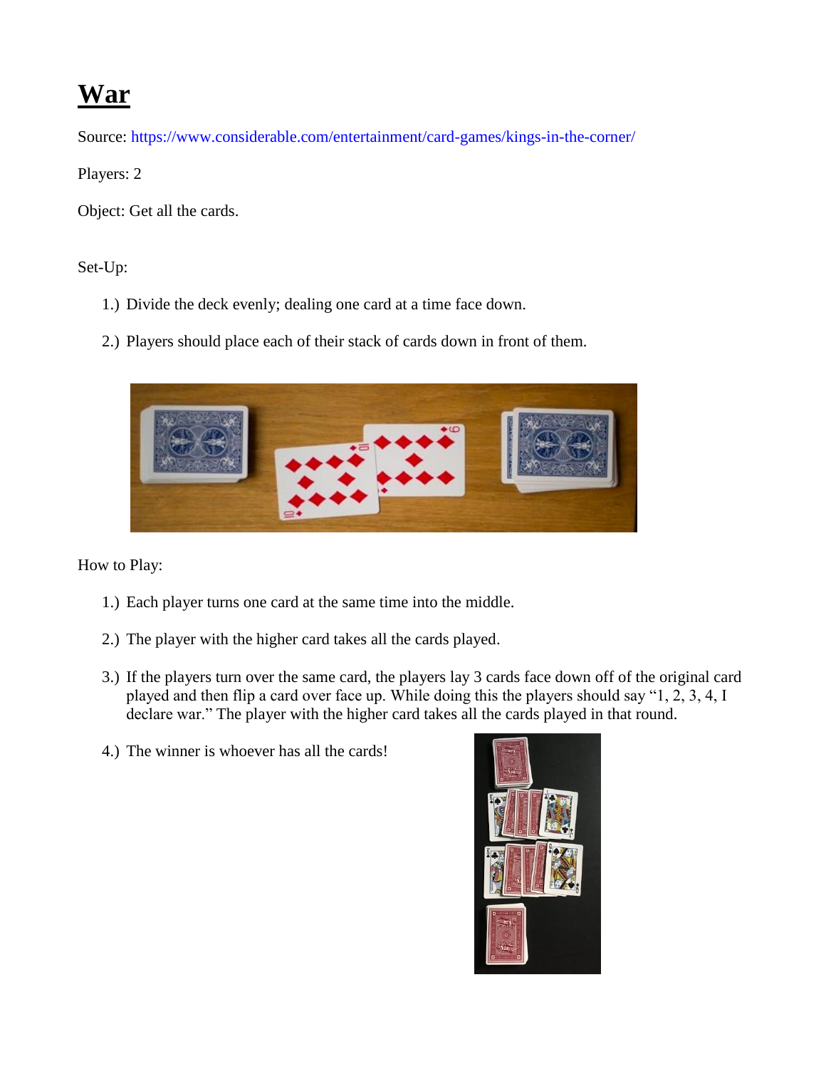# War

Source: https://www.considerable.com/entertainment/card-games/kings-in-the-corner/

Players: 2

Object: Get all the cards.

Set-Up:

1.) Divide the deck evenly; dealing one card at a time face down.

2.) Players should place each of their stack of cards down in front of them.

How to Play:

1.) Each player turns one card at the same time into the middle.

2.) The player with the higher card takes all the cards played.

3.) If the players turn over the same card, the players lay 3 cards face down off of the original card played and then flip a card over face up. While doing this the players should say "1, 2, 3, 4, I declare war." The player with the higher card takes all the cards played in that round.

4.) The winner is whoever has all the cards!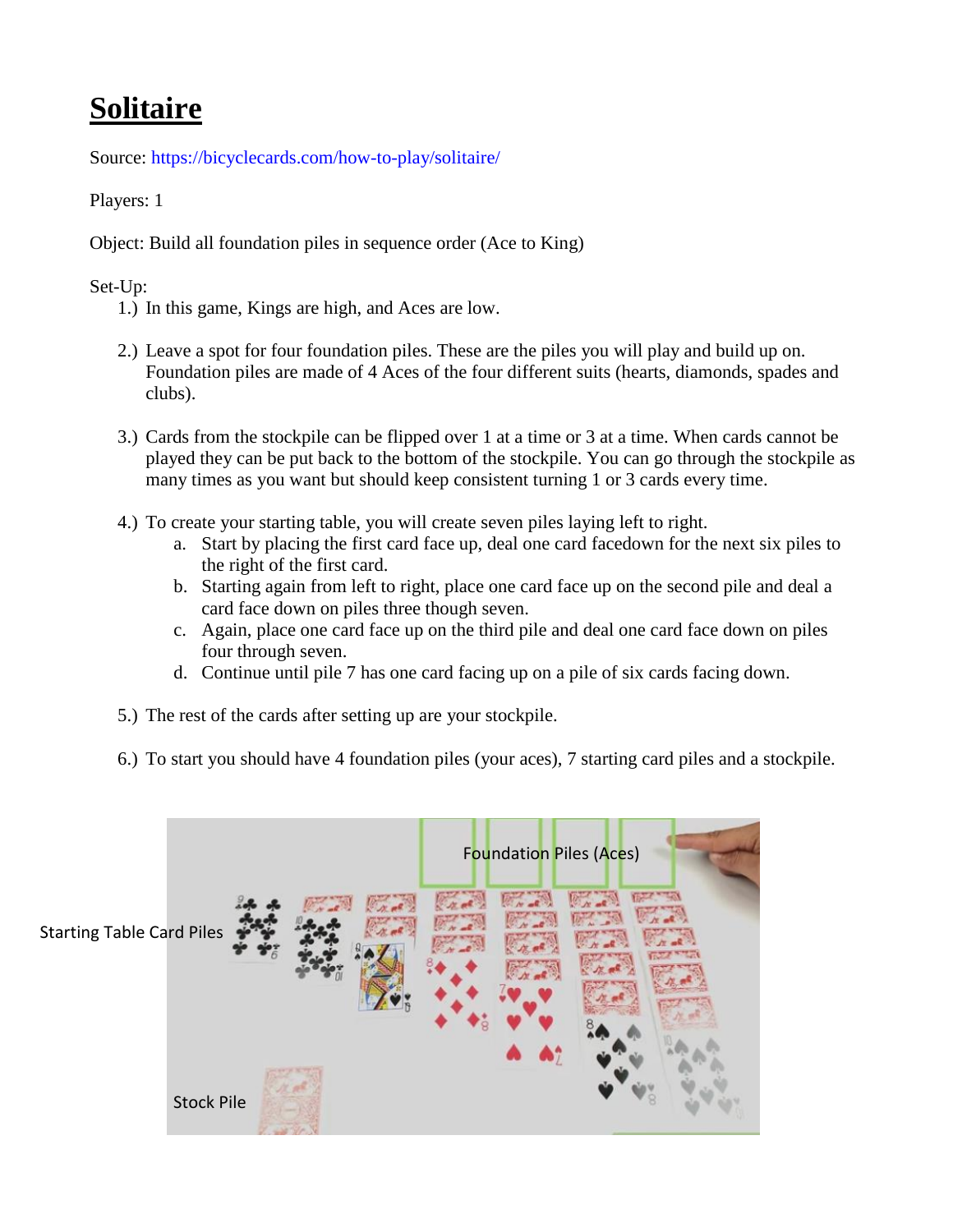# Solitaire

Source: https://bicyclecards.com/how-to-play/solitaire/

Players: 1

Object: Build all foundation piles in sequence order (Ace to King)

Set-Up:

1.) In this game, Kings are high, and Aces are low.

2.) Leave a spot for four foundation piles. These are the piles you will play and build up on. Foundation piles are made of 4 Aces of the four different suits (hearts, diamonds, spades and clubs).

3.) Cards from the stockpile can be flipped over 1 at a time or 3 at a time. When cards cannot be played they can be put back to the bottom of the stockpile. You can go through the stockpile as many times as you want but should keep consistent turning 1 or 3 cards every time.

4.) To create your starting table, you will create seven piles laying left to right.
   a. Start by placing the first card face up, deal one card facedown for the next six piles to the right of the first card.
   b. Starting again from left to right, place one card face up on the second pile and deal a card face down on piles three though seven.
   c. Again, place one card face up on the third pile and deal one card face down on piles four through seven.
   d. Continue until pile 7 has one card facing up on a pile of six cards facing down.

5.) The rest of the cards after setting up are your stockpile.

6.) To start you should have 4 foundation piles (your aces), 7 starting card piles and a stockpile.

Foundation Piles (Aces)

Starting Table Card Piles

Stock Pile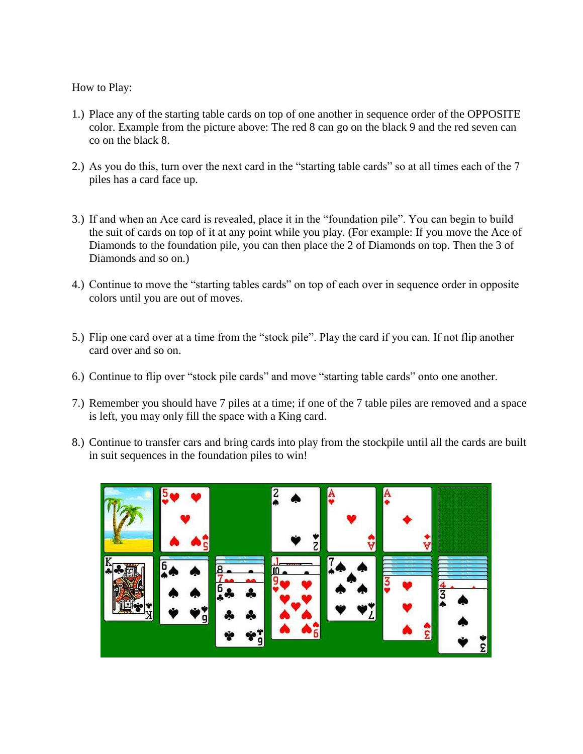How to Play:

1.) Place any of the starting table cards on top of one another in sequence order of the OPPOSITE color. Example from the picture above: The red 8 can go on the black 9 and the red seven can co on the black 8.

2.) As you do this, turn over the next card in the "starting table cards" so at all times each of the 7 piles has a card face up.

3.) If and when an Ace card is revealed, place it in the "foundation pile". You can begin to build the suit of cards on top of it at any point while you play. (For example: If you move the Ace of Diamonds to the foundation pile, you can then place the 2 of Diamonds on top. Then the 3 of Diamonds and so on.)

4.) Continue to move the "starting tables cards" on top of each over in sequence order in opposite colors until you are out of moves.

5.) Flip one card over at a time from the "stock pile". Play the card if you can. If not flip another card over and so on.

6.) Continue to flip over "stock pile cards" and move "starting table cards" onto one another.

7.) Remember you should have 7 piles at a time; if one of the 7 table piles are removed and a space is left, you may only fill the space with a King card.

8.) Continue to transfer cars and bring cards into play from the stockpile until all the cards are built in suit sequences in the foundation piles to win!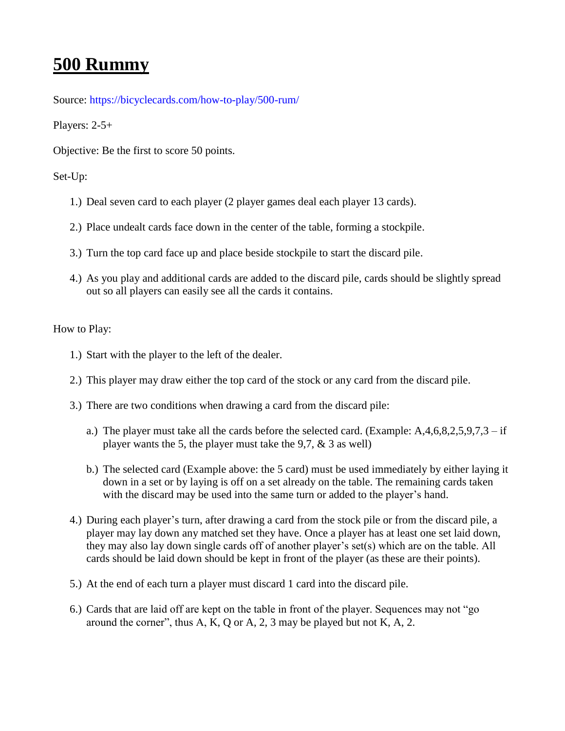# 500 Rummy

Source: https://bicyclecards.com/how-to-play/500-rum/

Players: 2-5+

Objective: Be the first to score 50 points.

Set-Up:

1.) Deal seven card to each player (2 player games deal each player 13 cards).

2.) Place undealt cards face down in the center of the table, forming a stockpile.

3.) Turn the top card face up and place beside stockpile to start the discard pile.

4.) As you play and additional cards are added to the discard pile, cards should be slightly spread out so all players can easily see all the cards it contains.

How to Play:

1.) Start with the player to the left of the dealer.

2.) This player may draw either the top card of the stock or any card from the discard pile.

3.) There are two conditions when drawing a card from the discard pile:

   a.) The player must take all the cards before the selected card. (Example: A,4,6,8,2,5,9,7,3 – if player wants the 5, the player must take the 9,7, & 3 as well)

   b.) The selected card (Example above: the 5 card) must be used immediately by either laying it down in a set or by laying is off on a set already on the table. The remaining cards taken with the discard may be used into the same turn or added to the player's hand.

4.) During each player's turn, after drawing a card from the stock pile or from the discard pile, a player may lay down any matched set they have. Once a player has at least one set laid down, they may also lay down single cards off of another player's set(s) which are on the table. All cards should be laid down should be kept in front of the player (as these are their points).

5.) At the end of each turn a player must discard 1 card into the discard pile.

6.) Cards that are laid off are kept on the table in front of the player. Sequences may not "go around the corner", thus A, K, Q or A, 2, 3 may be played but not K, A, 2.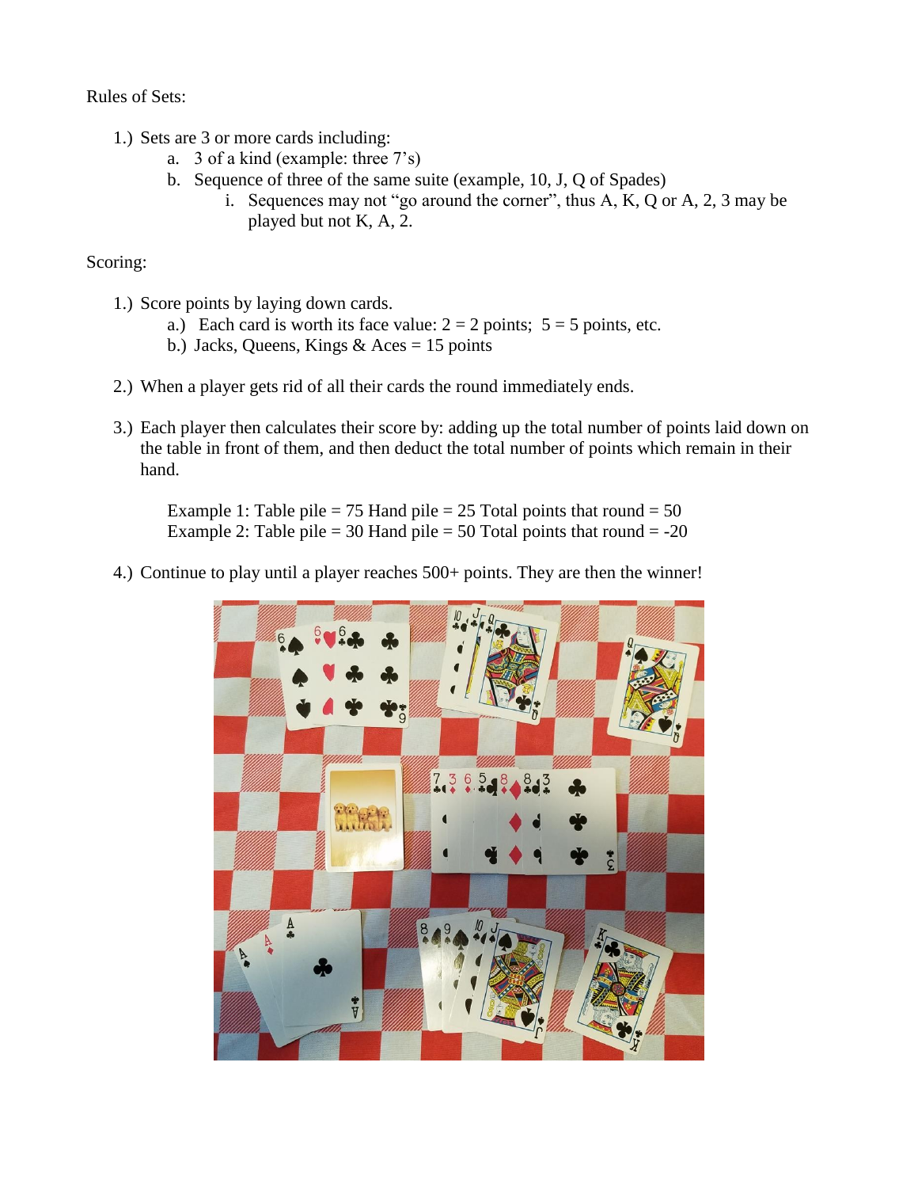Rules of Sets:

1.) Sets are 3 or more cards including:
    a. 3 of a kind (example: three 7's)
    b. Sequence of three of the same suite (example, 10, J, Q of Spades)
        i. Sequences may not "go around the corner", thus A, K, Q or A, 2, 3 may be played but not K, A, 2.

Scoring:

1.) Score points by laying down cards.
    a.) Each card is worth its face value: 2 = 2 points; 5 = 5 points, etc.
    b.) Jacks, Queens, Kings & Aces = 15 points

2.) When a player gets rid of all their cards the round immediately ends.

3.) Each player then calculates their score by: adding up the total number of points laid down on the table in front of them, and then deduct the total number of points which remain in their hand.

    Example 1: Table pile = 75 Hand pile = 25 Total points that round = 50
    Example 2: Table pile = 30 Hand pile = 50 Total points that round = -20

4.) Continue to play until a player reaches 500+ points. They are then the winner!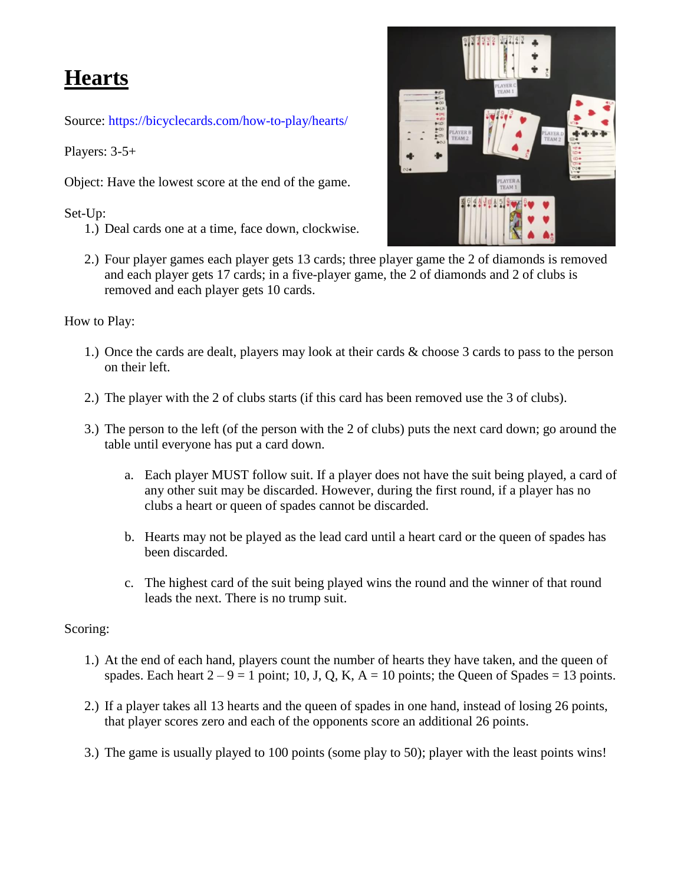# Hearts

Source: https://bicyclecards.com/how-to-play/hearts/

Players: 3-5+

Object: Have the lowest score at the end of the game.

Set-Up:

1.) Deal cards one at a time, face down, clockwise.

2.) Four player games each player gets 13 cards; three player game the 2 of diamonds is removed and each player gets 17 cards; in a five-player game, the 2 of diamonds and 2 of clubs is removed and each player gets 10 cards.

How to Play:

1.) Once the cards are dealt, players may look at their cards & choose 3 cards to pass to the person on their left.

2.) The player with the 2 of clubs starts (if this card has been removed use the 3 of clubs).

3.) The person to the left (of the person with the 2 of clubs) puts the next card down; go around the table until everyone has put a card down.

   a. Each player MUST follow suit. If a player does not have the suit being played, a card of any other suit may be discarded. However, during the first round, if a player has no clubs a heart or queen of spades cannot be discarded.

   b. Hearts may not be played as the lead card until a heart card or the queen of spades has been discarded.

   c. The highest card of the suit being played wins the round and the winner of that round leads the next. There is no trump suit.

Scoring:

1.) At the end of each hand, players count the number of hearts they have taken, and the queen of spades. Each heart 2 – 9 = 1 point; 10, J, Q, K, A = 10 points; the Queen of Spades = 13 points.

2.) If a player takes all 13 hearts and the queen of spades in one hand, instead of losing 26 points, that player scores zero and each of the opponents score an additional 26 points.

3.) The game is usually played to 100 points (some play to 50); player with the least points wins!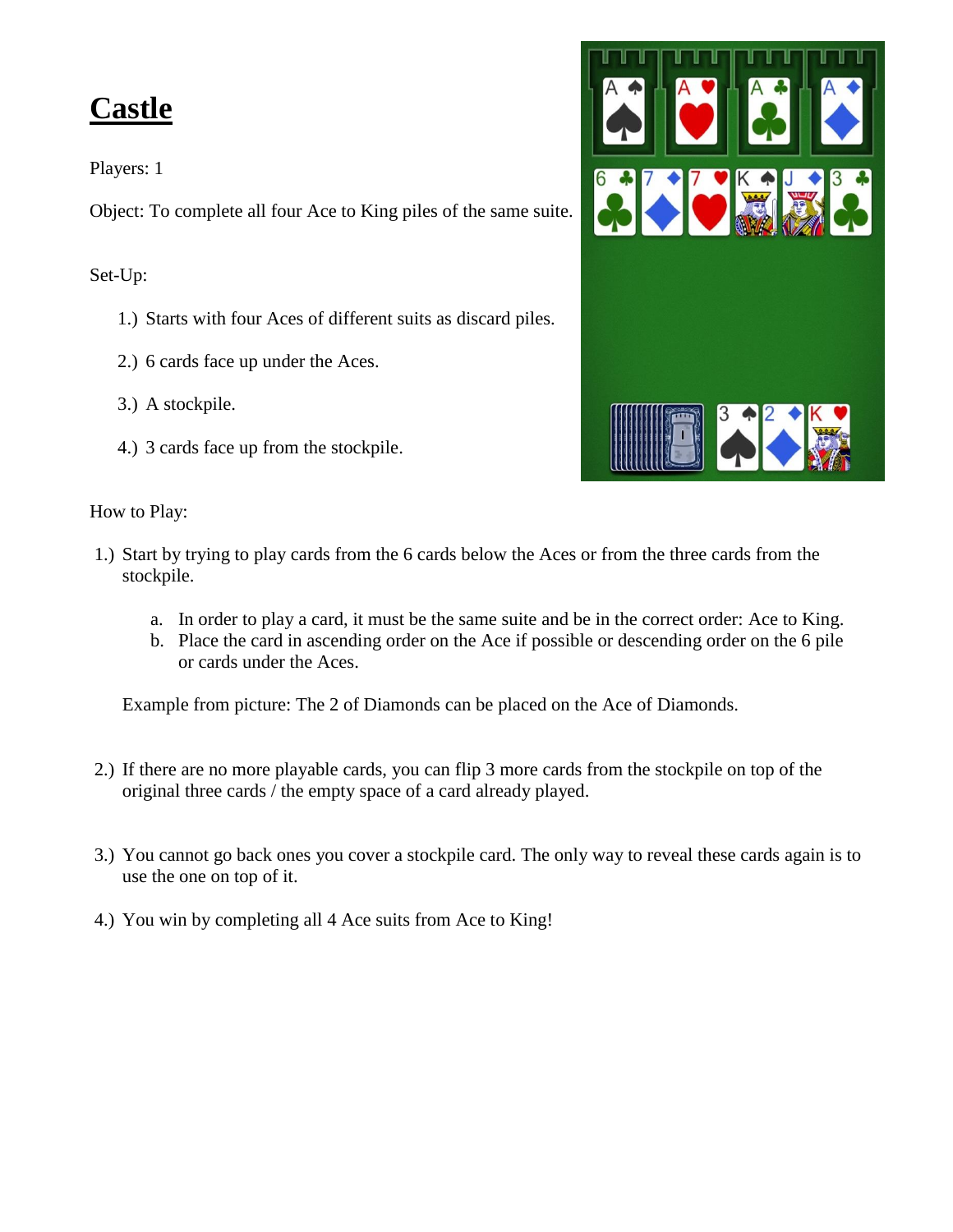# Castle

Players: 1

Object: To complete all four Ace to King piles of the same suite.

Set-Up:

1.) Starts with four Aces of different suits as discard piles.

2.) 6 cards face up under the Aces.

3.) A stockpile.

4.) 3 cards face up from the stockpile.

How to Play:

1.) Start by trying to play cards from the 6 cards below the Aces or from the three cards from the stockpile.

   a. In order to play a card, it must be the same suite and be in the correct order: Ace to King.
   b. Place the card in ascending order on the Ace if possible or descending order on the 6 pile or cards under the Aces.

   Example from picture: The 2 of Diamonds can be placed on the Ace of Diamonds.

2.) If there are no more playable cards, you can flip 3 more cards from the stockpile on top of the original three cards / the empty space of a card already played.

3.) You cannot go back ones you cover a stockpile card. The only way to reveal these cards again is to use the one on top of it.

4.) You win by completing all 4 Ace suits from Ace to King!